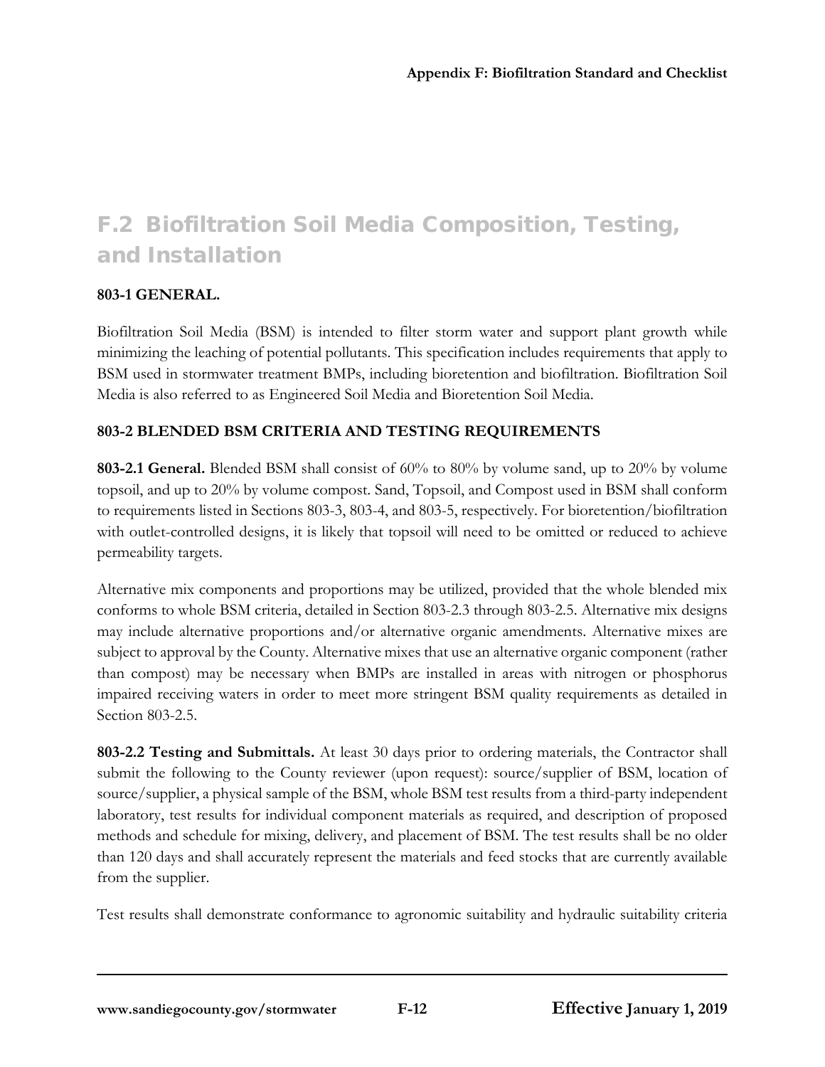## F.2 Biofiltration Soil Media Composition, Testing, and Installation

### 803-1 GENERAL.

Biofiltration Soil Media (BSM) is intended to filter storm water and support plant growth while minimizing the leaching of potential pollutants. This specification includes requirements that apply to BSM used in stormwater treatment BMPs, including bioretention and biofiltration. Biofiltration Soil Media is also referred to as Engineered Soil Media and Bioretention Soil Media.

### 803-2 BLENDED BSM CRITERIA AND TESTING REQUIREMENTS

**803-2.1 General.** Blended BSM shall consist of 60% to 80% by volume sand, up to 20% by volume topsoil, and up to 20% by volume compost. Sand, Topsoil, and Compost used in BSM shall conform to requirements listed in Sections 803-3, 803-4, and 803-5, respectively. For bioretention/biofiltration with outlet-controlled designs, it is likely that topsoil will need to be omitted or reduced to achieve permeability targets.

Alternative mix components and proportions may be utilized, provided that the whole blended mix conforms to whole BSM criteria, detailed in Section 803-2.3 through 803-2.5. Alternative mix designs may include alternative proportions and/or alternative organic amendments. Alternative mixes are subject to approval by the County. Alternative mixes that use an alternative organic component (rather than compost) may be necessary when BMPs are installed in areas with nitrogen or phosphorus impaired receiving waters in order to meet more stringent BSM quality requirements as detailed in Section 803-2.5.

**803-2.2 Testing and Submittals.** At least 30 days prior to ordering materials, the Contractor shall submit the following to the County reviewer (upon request): source/supplier of BSM, location of source/supplier, a physical sample of the BSM, whole BSM test results from a third-party independent laboratory, test results for individual component materials as required, and description of proposed methods and schedule for mixing, delivery, and placement of BSM. The test results shall be no older than 120 days and shall accurately represent the materials and feed stocks that are currently available from the supplier.

Test results shall demonstrate conformance to agronomic suitability and hydraulic suitability criteria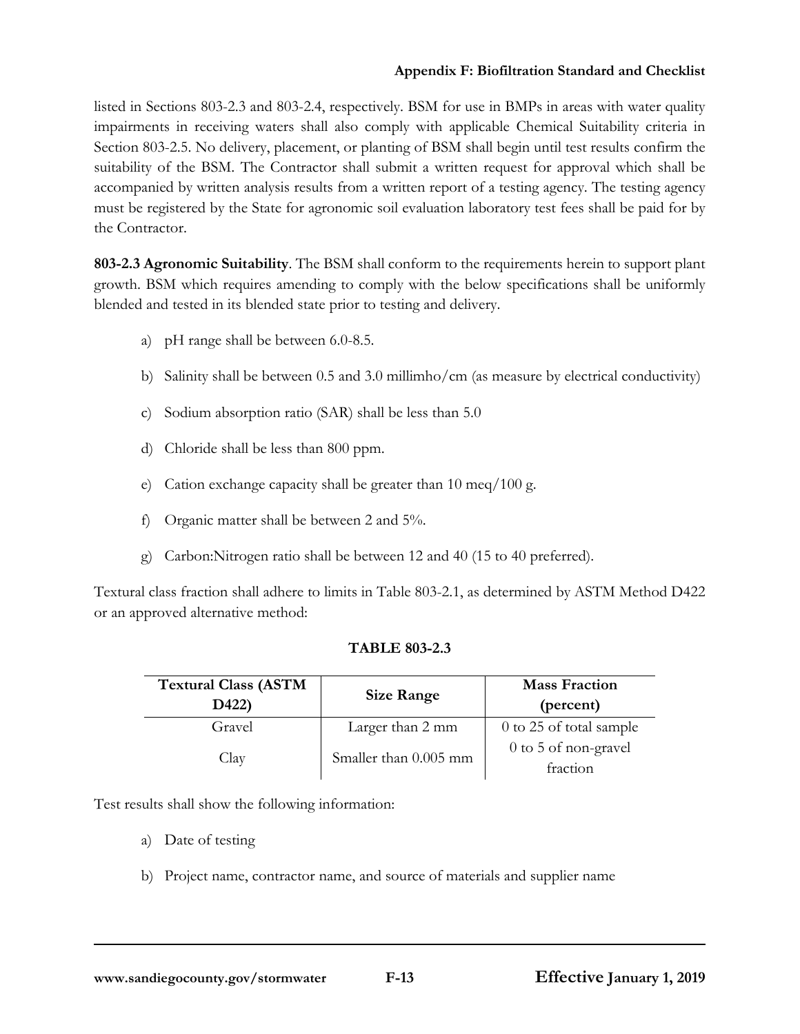listed in Sections 803-2.3 and 803-2.4, respectively. BSM for use in BMPs in areas with water quality impairments in receiving waters shall also comply with applicable Chemical Suitability criteria in Section 803-2.5. No delivery, placement, or planting of BSM shall begin until test results confirm the suitability of the BSM. The Contractor shall submit a written request for approval which shall be accompanied by written analysis results from a written report of a testing agency. The testing agency must be registered by the State for agronomic soil evaluation laboratory test fees shall be paid for by the Contractor.

**803-2.3 Agronomic Suitability**. The BSM shall conform to the requirements herein to support plant growth. BSM which requires amending to comply with the below specifications shall be uniformly blended and tested in its blended state prior to testing and delivery.

a) pH range shall be between 6.0-8.5.

b) Salinity shall be between 0.5 and 3.0 millimho/cm (as measure by electrical conductivity)

c) Sodium absorption ratio (SAR) shall be less than 5.0

d) Chloride shall be less than 800 ppm.

e) Cation exchange capacity shall be greater than 10 meq/100 g.

f) Organic matter shall be between 2 and 5%.

g) Carbon:Nitrogen ratio shall be between 12 and 40 (15 to 40 preferred).

Textural class fraction shall adhere to limits in Table 803-2.1, as determined by ASTM Method D422 or an approved alternative method:

**TABLE 803-2.3**

| Textural Class (ASTM D422) | Size Range | Mass Fraction (percent) |
|---|---|---|
| Gravel | Larger than 2 mm | 0 to 25 of total sample |
| Clay | Smaller than 0.005 mm | 0 to 5 of non-gravel fraction |

Test results shall show the following information:

a) Date of testing

b) Project name, contractor name, and source of materials and supplier name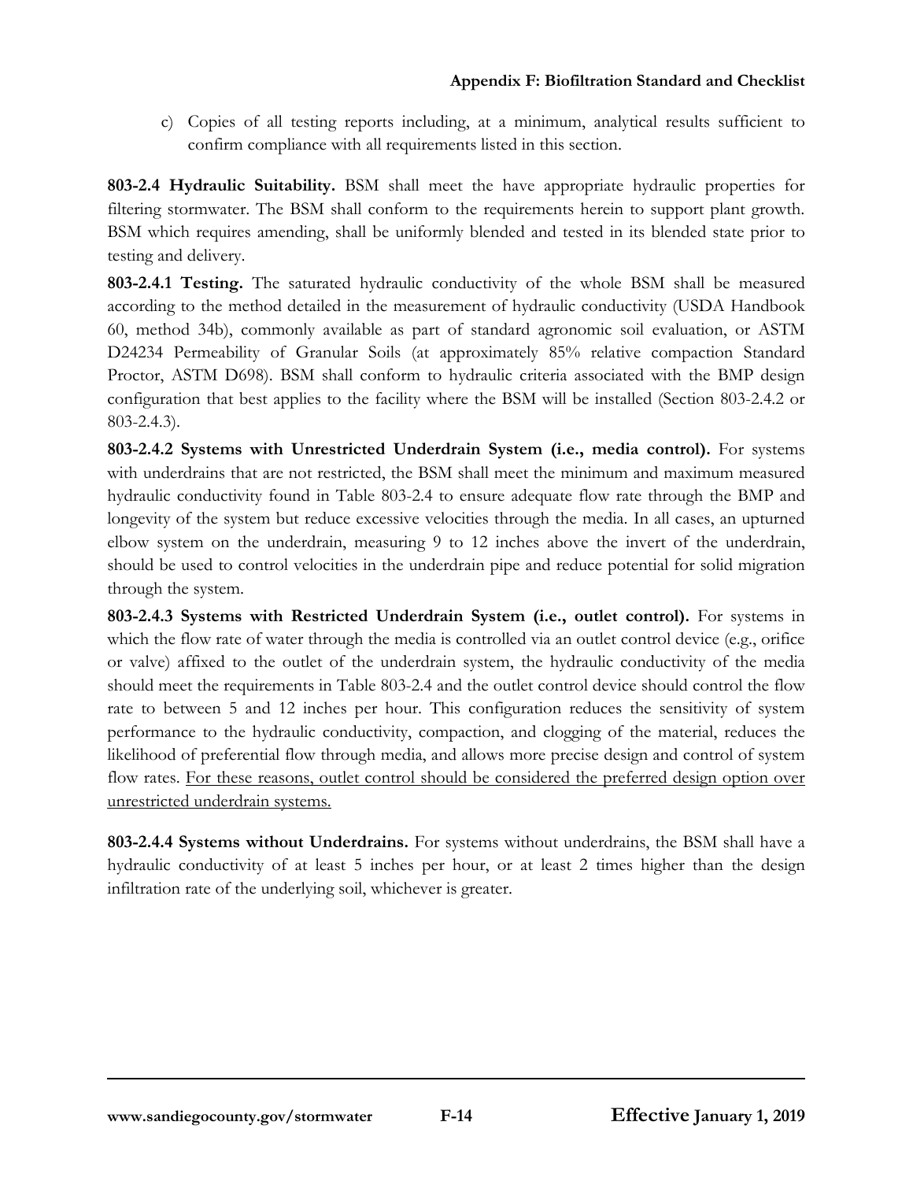c) Copies of all testing reports including, at a minimum, analytical results sufficient to confirm compliance with all requirements listed in this section.

**803-2.4 Hydraulic Suitability.** BSM shall meet the have appropriate hydraulic properties for filtering stormwater. The BSM shall conform to the requirements herein to support plant growth. BSM which requires amending, shall be uniformly blended and tested in its blended state prior to testing and delivery.

**803-2.4.1 Testing.** The saturated hydraulic conductivity of the whole BSM shall be measured according to the method detailed in the measurement of hydraulic conductivity (USDA Handbook 60, method 34b), commonly available as part of standard agronomic soil evaluation, or ASTM D24234 Permeability of Granular Soils (at approximately 85% relative compaction Standard Proctor, ASTM D698). BSM shall conform to hydraulic criteria associated with the BMP design configuration that best applies to the facility where the BSM will be installed (Section 803-2.4.2 or 803-2.4.3).

**803-2.4.2 Systems with Unrestricted Underdrain System (i.e., media control).** For systems with underdrains that are not restricted, the BSM shall meet the minimum and maximum measured hydraulic conductivity found in Table 803-2.4 to ensure adequate flow rate through the BMP and longevity of the system but reduce excessive velocities through the media. In all cases, an upturned elbow system on the underdrain, measuring 9 to 12 inches above the invert of the underdrain, should be used to control velocities in the underdrain pipe and reduce potential for solid migration through the system.

**803-2.4.3 Systems with Restricted Underdrain System (i.e., outlet control).** For systems in which the flow rate of water through the media is controlled via an outlet control device (e.g., orifice or valve) affixed to the outlet of the underdrain system, the hydraulic conductivity of the media should meet the requirements in Table 803-2.4 and the outlet control device should control the flow rate to between 5 and 12 inches per hour. This configuration reduces the sensitivity of system performance to the hydraulic conductivity, compaction, and clogging of the material, reduces the likelihood of preferential flow through media, and allows more precise design and control of system flow rates. <u>For these reasons, outlet control should be considered the preferred design option over unrestricted underdrain systems.</u>

**803-2.4.4 Systems without Underdrains.** For systems without underdrains, the BSM shall have a hydraulic conductivity of at least 5 inches per hour, or at least 2 times higher than the design infiltration rate of the underlying soil, whichever is greater.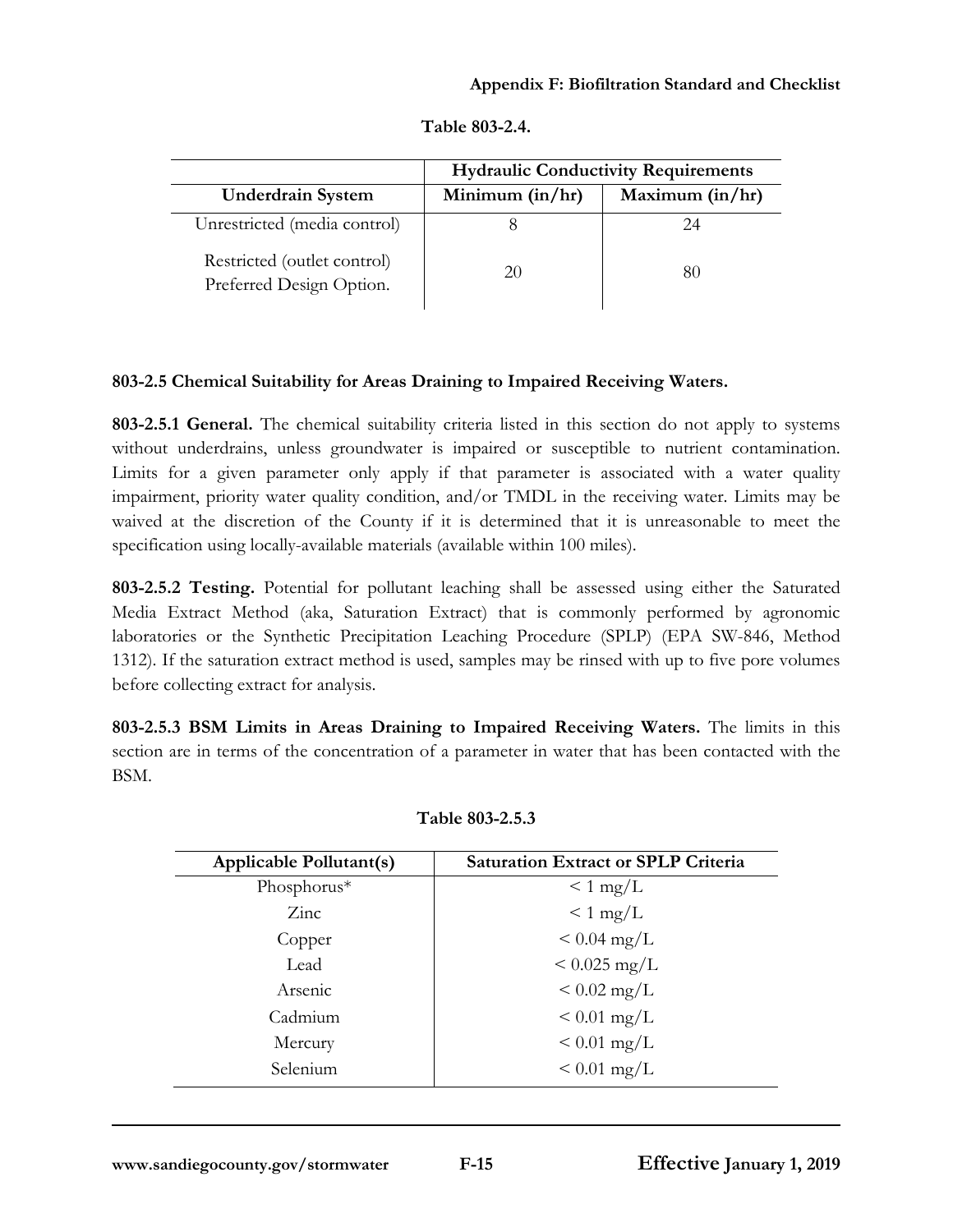**Table 803-2.4.**

| | Hydraulic Conductivity Requirements | |
|---|---|---|
| **Underdrain System** | **Minimum (in/hr)** | **Maximum (in/hr)** |
| Unrestricted (media control) | 8 | 24 |
| Restricted (outlet control) Preferred Design Option. | 20 | 80 |

**803-2.5 Chemical Suitability for Areas Draining to Impaired Receiving Waters.**

**803-2.5.1 General.** The chemical suitability criteria listed in this section do not apply to systems without underdrains, unless groundwater is impaired or susceptible to nutrient contamination. Limits for a given parameter only apply if that parameter is associated with a water quality impairment, priority water quality condition, and/or TMDL in the receiving water. Limits may be waived at the discretion of the County if it is determined that it is unreasonable to meet the specification using locally-available materials (available within 100 miles).

**803-2.5.2 Testing.** Potential for pollutant leaching shall be assessed using either the Saturated Media Extract Method (aka, Saturation Extract) that is commonly performed by agronomic laboratories or the Synthetic Precipitation Leaching Procedure (SPLP) (EPA SW-846, Method 1312). If the saturation extract method is used, samples may be rinsed with up to five pore volumes before collecting extract for analysis.

**803-2.5.3 BSM Limits in Areas Draining to Impaired Receiving Waters.** The limits in this section are in terms of the concentration of a parameter in water that has been contacted with the BSM.

**Table 803-2.5.3**

| Applicable Pollutant(s) | Saturation Extract or SPLP Criteria |
|---|---|
| Phosphorus* | < 1 mg/L |
| Zinc | < 1 mg/L |
| Copper | < 0.04 mg/L |
| Lead | < 0.025 mg/L |
| Arsenic | < 0.02 mg/L |
| Cadmium | < 0.01 mg/L |
| Mercury | < 0.01 mg/L |
| Selenium | < 0.01 mg/L |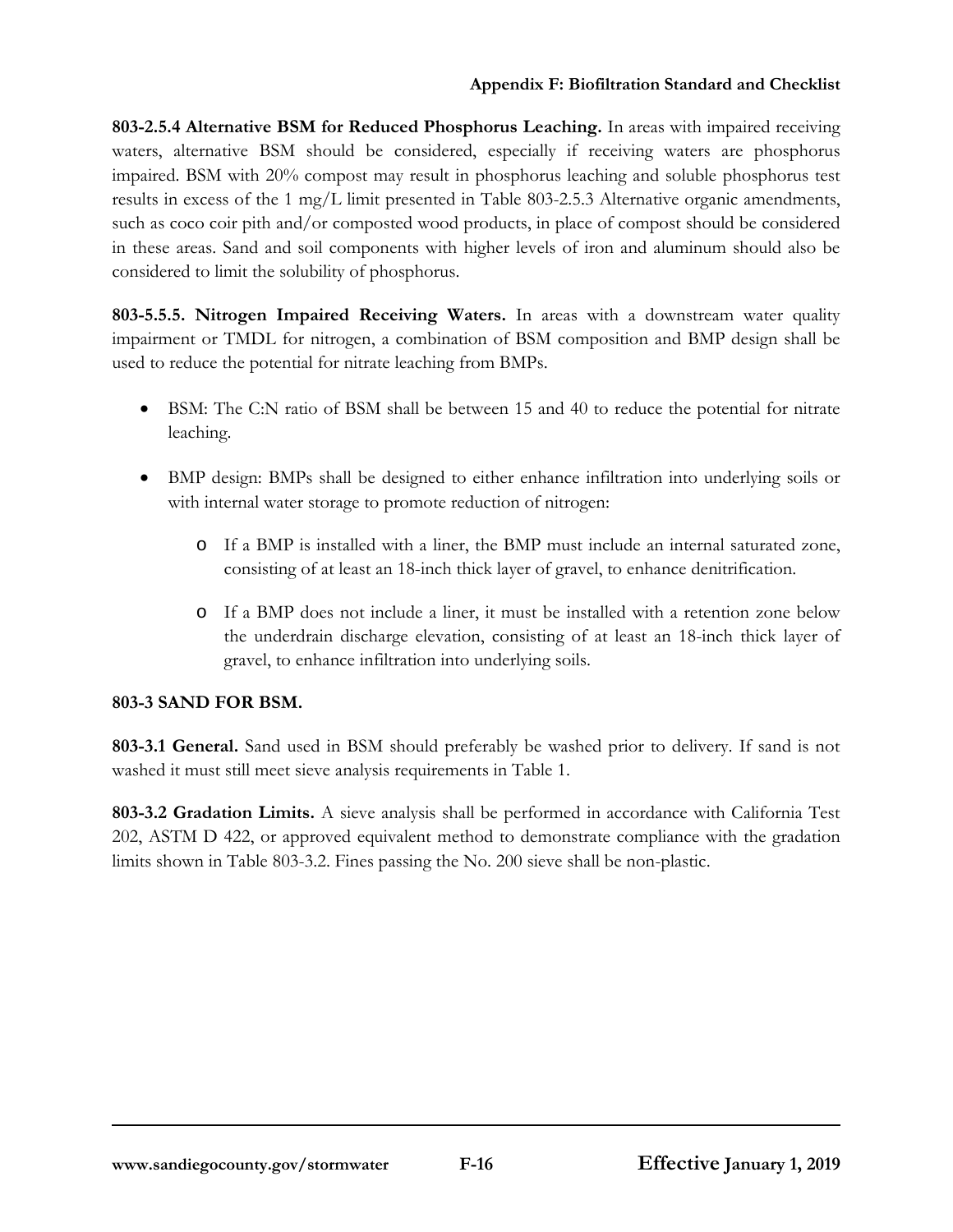**803-2.5.4 Alternative BSM for Reduced Phosphorus Leaching.** In areas with impaired receiving waters, alternative BSM should be considered, especially if receiving waters are phosphorus impaired. BSM with 20% compost may result in phosphorus leaching and soluble phosphorus test results in excess of the 1 mg/L limit presented in Table 803-2.5.3 Alternative organic amendments, such as coco coir pith and/or composted wood products, in place of compost should be considered in these areas. Sand and soil components with higher levels of iron and aluminum should also be considered to limit the solubility of phosphorus.

**803-5.5.5. Nitrogen Impaired Receiving Waters.** In areas with a downstream water quality impairment or TMDL for nitrogen, a combination of BSM composition and BMP design shall be used to reduce the potential for nitrate leaching from BMPs.

- BSM: The C:N ratio of BSM shall be between 15 and 40 to reduce the potential for nitrate leaching.
- BMP design: BMPs shall be designed to either enhance infiltration into underlying soils or with internal water storage to promote reduction of nitrogen:
  - If a BMP is installed with a liner, the BMP must include an internal saturated zone, consisting of at least an 18-inch thick layer of gravel, to enhance denitrification.
  - If a BMP does not include a liner, it must be installed with a retention zone below the underdrain discharge elevation, consisting of at least an 18-inch thick layer of gravel, to enhance infiltration into underlying soils.

## 803-3 SAND FOR BSM.

**803-3.1 General.** Sand used in BSM should preferably be washed prior to delivery. If sand is not washed it must still meet sieve analysis requirements in Table 1.

**803-3.2 Gradation Limits.** A sieve analysis shall be performed in accordance with California Test 202, ASTM D 422, or approved equivalent method to demonstrate compliance with the gradation limits shown in Table 803-3.2. Fines passing the No. 200 sieve shall be non-plastic.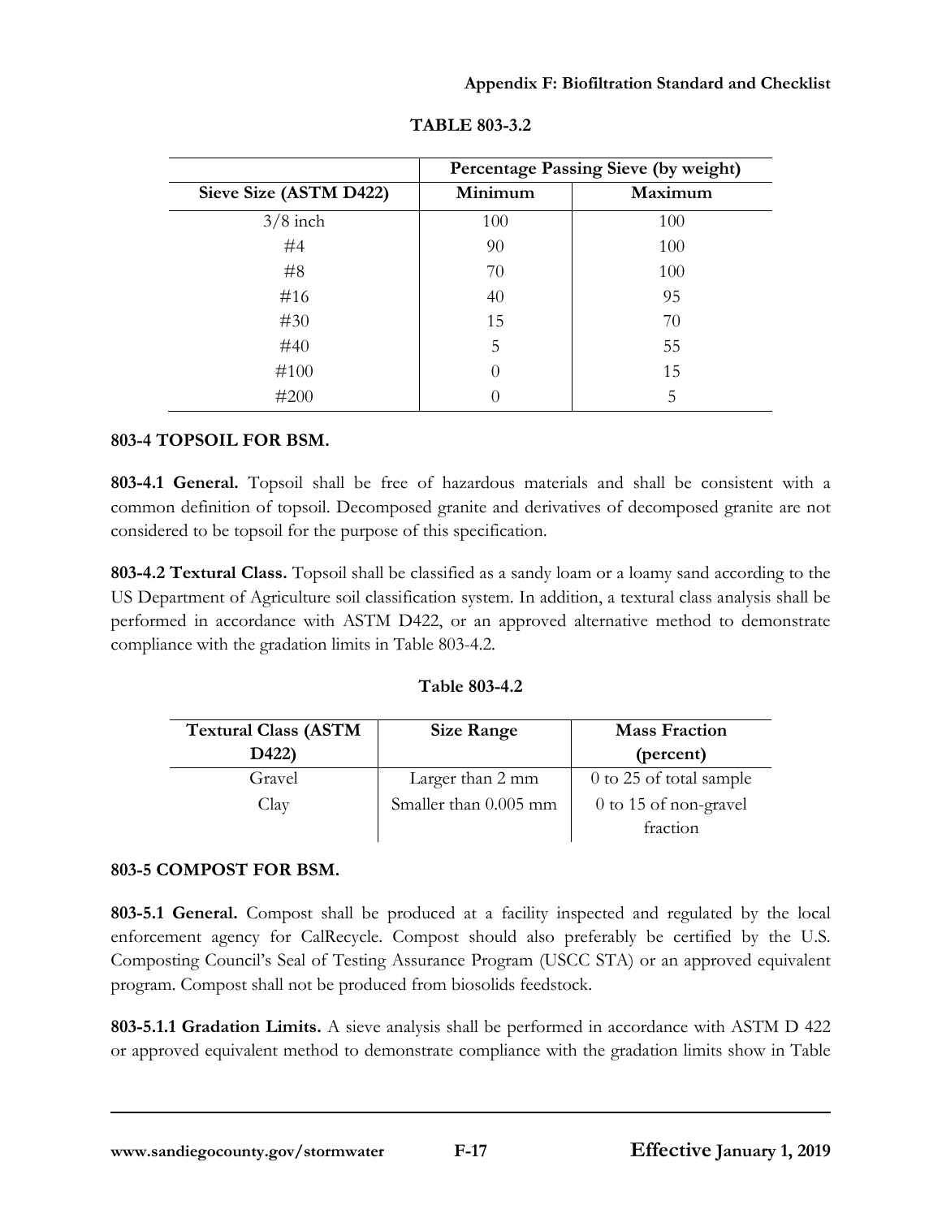**TABLE 803-3.2**

| | Percentage Passing Sieve (by weight) | |
|---|---|---|
| Sieve Size (ASTM D422) | Minimum | Maximum |
| 3/8 inch | 100 | 100 |
| #4 | 90 | 100 |
| #8 | 70 | 100 |
| #16 | 40 | 95 |
| #30 | 15 | 70 |
| #40 | 5 | 55 |
| #100 | 0 | 15 |
| #200 | 0 | 5 |

**803-4 TOPSOIL FOR BSM.**

**803-4.1 General.** Topsoil shall be free of hazardous materials and shall be consistent with a common definition of topsoil. Decomposed granite and derivatives of decomposed granite are not considered to be topsoil for the purpose of this specification.

**803-4.2 Textural Class.** Topsoil shall be classified as a sandy loam or a loamy sand according to the US Department of Agriculture soil classification system. In addition, a textural class analysis shall be performed in accordance with ASTM D422, or an approved alternative method to demonstrate compliance with the gradation limits in Table 803-4.2.

**Table 803-4.2**

| Textural Class (ASTM D422) | Size Range | Mass Fraction (percent) |
|---|---|---|
| Gravel | Larger than 2 mm | 0 to 25 of total sample |
| Clay | Smaller than 0.005 mm | 0 to 15 of non-gravel fraction |

**803-5 COMPOST FOR BSM.**

**803-5.1 General.** Compost shall be produced at a facility inspected and regulated by the local enforcement agency for CalRecycle. Compost should also preferably be certified by the U.S. Composting Council's Seal of Testing Assurance Program (USCC STA) or an approved equivalent program. Compost shall not be produced from biosolids feedstock.

**803-5.1.1 Gradation Limits.** A sieve analysis shall be performed in accordance with ASTM D 422 or approved equivalent method to demonstrate compliance with the gradation limits show in Table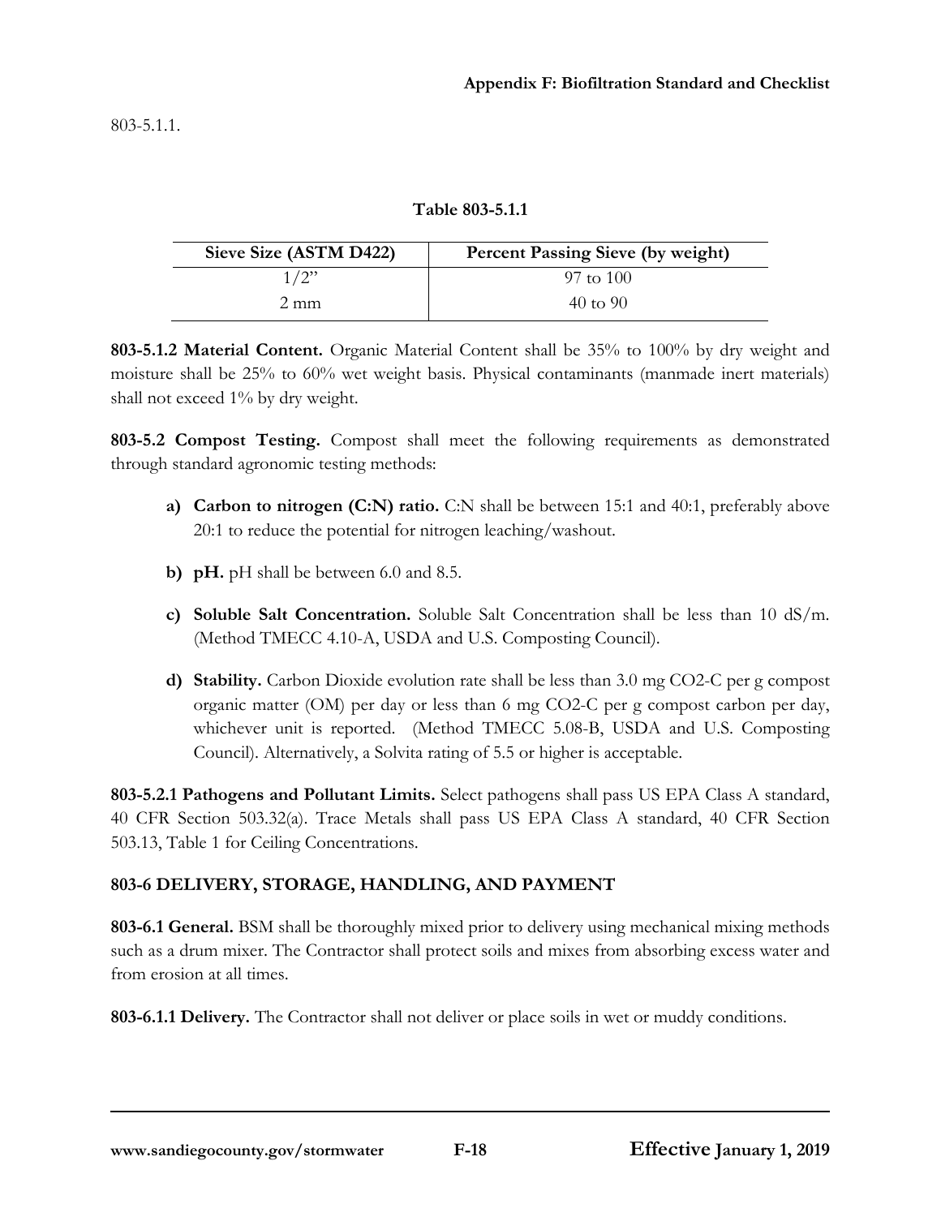803-5.1.1.

**Table 803-5.1.1**

| Sieve Size (ASTM D422) | Percent Passing Sieve (by weight) |
|---|---|
| 1/2" | 97 to 100 |
| 2 mm | 40 to 90 |

**803-5.1.2 Material Content.** Organic Material Content shall be 35% to 100% by dry weight and moisture shall be 25% to 60% wet weight basis. Physical contaminants (manmade inert materials) shall not exceed 1% by dry weight.

**803-5.2 Compost Testing.** Compost shall meet the following requirements as demonstrated through standard agronomic testing methods:

a) **Carbon to nitrogen (C:N) ratio.** C:N shall be between 15:1 and 40:1, preferably above 20:1 to reduce the potential for nitrogen leaching/washout.

b) **pH.** pH shall be between 6.0 and 8.5.

c) **Soluble Salt Concentration.** Soluble Salt Concentration shall be less than 10 dS/m. (Method TMECC 4.10-A, USDA and U.S. Composting Council).

d) **Stability.** Carbon Dioxide evolution rate shall be less than 3.0 mg $CO_2$-C per g compost organic matter (OM) per day or less than 6 mg $CO_2$-C per g compost carbon per day, whichever unit is reported. (Method TMECC 5.08-B, USDA and U.S. Composting Council). Alternatively, a Solvita rating of 5.5 or higher is acceptable.

**803-5.2.1 Pathogens and Pollutant Limits.** Select pathogens shall pass US EPA Class A standard, 40 CFR Section 503.32(a). Trace Metals shall pass US EPA Class A standard, 40 CFR Section 503.13, Table 1 for Ceiling Concentrations.

## 803-6 DELIVERY, STORAGE, HANDLING, AND PAYMENT

**803-6.1 General.** BSM shall be thoroughly mixed prior to delivery using mechanical mixing methods such as a drum mixer. The Contractor shall protect soils and mixes from absorbing excess water and from erosion at all times.

**803-6.1.1 Delivery.** The Contractor shall not deliver or place soils in wet or muddy conditions.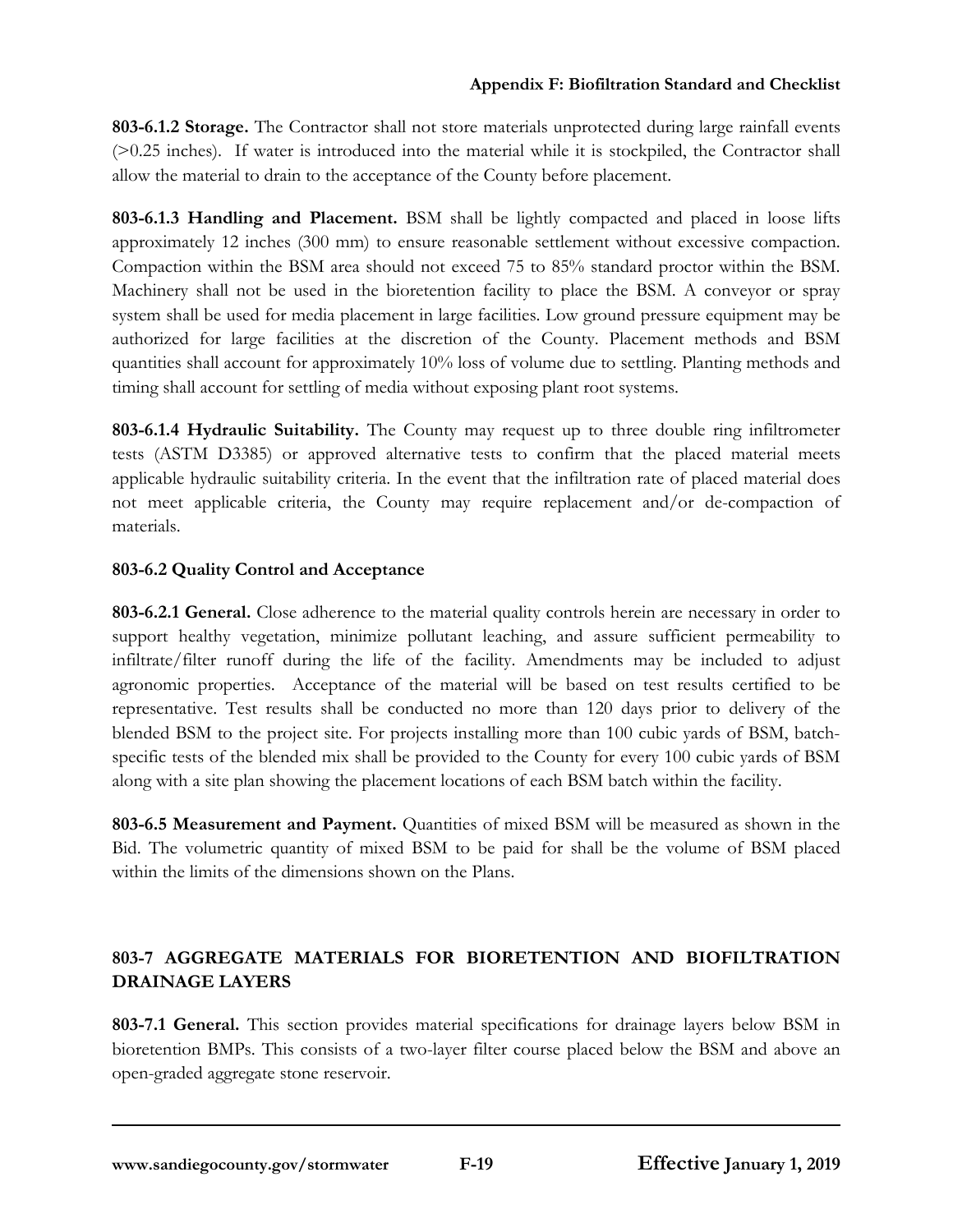**803-6.1.2 Storage.** The Contractor shall not store materials unprotected during large rainfall events (>0.25 inches). If water is introduced into the material while it is stockpiled, the Contractor shall allow the material to drain to the acceptance of the County before placement.

**803-6.1.3 Handling and Placement.** BSM shall be lightly compacted and placed in loose lifts approximately 12 inches (300 mm) to ensure reasonable settlement without excessive compaction. Compaction within the BSM area should not exceed 75 to 85% standard proctor within the BSM. Machinery shall not be used in the bioretention facility to place the BSM. A conveyor or spray system shall be used for media placement in large facilities. Low ground pressure equipment may be authorized for large facilities at the discretion of the County. Placement methods and BSM quantities shall account for approximately 10% loss of volume due to settling. Planting methods and timing shall account for settling of media without exposing plant root systems.

**803-6.1.4 Hydraulic Suitability.** The County may request up to three double ring infiltrometer tests (ASTM D3385) or approved alternative tests to confirm that the placed material meets applicable hydraulic suitability criteria. In the event that the infiltration rate of placed material does not meet applicable criteria, the County may require replacement and/or de-compaction of materials.

**803-6.2 Quality Control and Acceptance**

**803-6.2.1 General.** Close adherence to the material quality controls herein are necessary in order to support healthy vegetation, minimize pollutant leaching, and assure sufficient permeability to infiltrate/filter runoff during the life of the facility. Amendments may be included to adjust agronomic properties. Acceptance of the material will be based on test results certified to be representative. Test results shall be conducted no more than 120 days prior to delivery of the blended BSM to the project site. For projects installing more than 100 cubic yards of BSM, batch-specific tests of the blended mix shall be provided to the County for every 100 cubic yards of BSM along with a site plan showing the placement locations of each BSM batch within the facility.

**803-6.5 Measurement and Payment.** Quantities of mixed BSM will be measured as shown in the Bid. The volumetric quantity of mixed BSM to be paid for shall be the volume of BSM placed within the limits of the dimensions shown on the Plans.

## 803-7 AGGREGATE MATERIALS FOR BIORETENTION AND BIOFILTRATION DRAINAGE LAYERS

**803-7.1 General.** This section provides material specifications for drainage layers below BSM in bioretention BMPs. This consists of a two-layer filter course placed below the BSM and above an open-graded aggregate stone reservoir.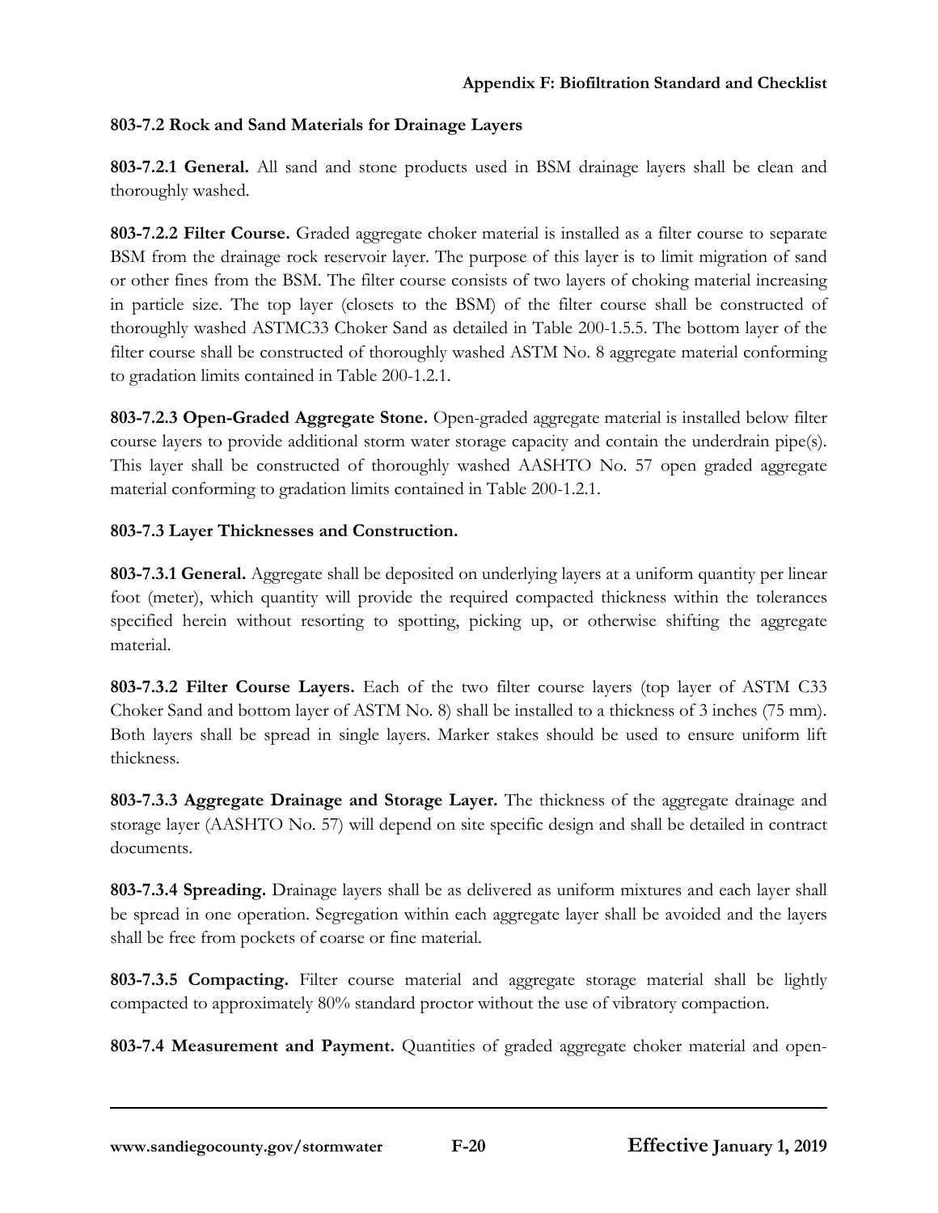### 803-7.2 Rock and Sand Materials for Drainage Layers

**803-7.2.1 General.** All sand and stone products used in BSM drainage layers shall be clean and thoroughly washed.

**803-7.2.2 Filter Course.** Graded aggregate choker material is installed as a filter course to separate BSM from the drainage rock reservoir layer. The purpose of this layer is to limit migration of sand or other fines from the BSM. The filter course consists of two layers of choking material increasing in particle size. The top layer (closets to the BSM) of the filter course shall be constructed of thoroughly washed ASTMC33 Choker Sand as detailed in Table 200-1.5.5. The bottom layer of the filter course shall be constructed of thoroughly washed ASTM No. 8 aggregate material conforming to gradation limits contained in Table 200-1.2.1.

**803-7.2.3 Open-Graded Aggregate Stone.** Open-graded aggregate material is installed below filter course layers to provide additional storm water storage capacity and contain the underdrain pipe(s). This layer shall be constructed of thoroughly washed AASHTO No. 57 open graded aggregate material conforming to gradation limits contained in Table 200-1.2.1.

### 803-7.3 Layer Thicknesses and Construction.

**803-7.3.1 General.** Aggregate shall be deposited on underlying layers at a uniform quantity per linear foot (meter), which quantity will provide the required compacted thickness within the tolerances specified herein without resorting to spotting, picking up, or otherwise shifting the aggregate material.

**803-7.3.2 Filter Course Layers.** Each of the two filter course layers (top layer of ASTM C33 Choker Sand and bottom layer of ASTM No. 8) shall be installed to a thickness of 3 inches (75 mm). Both layers shall be spread in single layers. Marker stakes should be used to ensure uniform lift thickness.

**803-7.3.3 Aggregate Drainage and Storage Layer.** The thickness of the aggregate drainage and storage layer (AASHTO No. 57) will depend on site specific design and shall be detailed in contract documents.

**803-7.3.4 Spreading.** Drainage layers shall be as delivered as uniform mixtures and each layer shall be spread in one operation. Segregation within each aggregate layer shall be avoided and the layers shall be free from pockets of coarse or fine material.

**803-7.3.5 Compacting.** Filter course material and aggregate storage material shall be lightly compacted to approximately 80% standard proctor without the use of vibratory compaction.

**803-7.4 Measurement and Payment.** Quantities of graded aggregate choker material and open-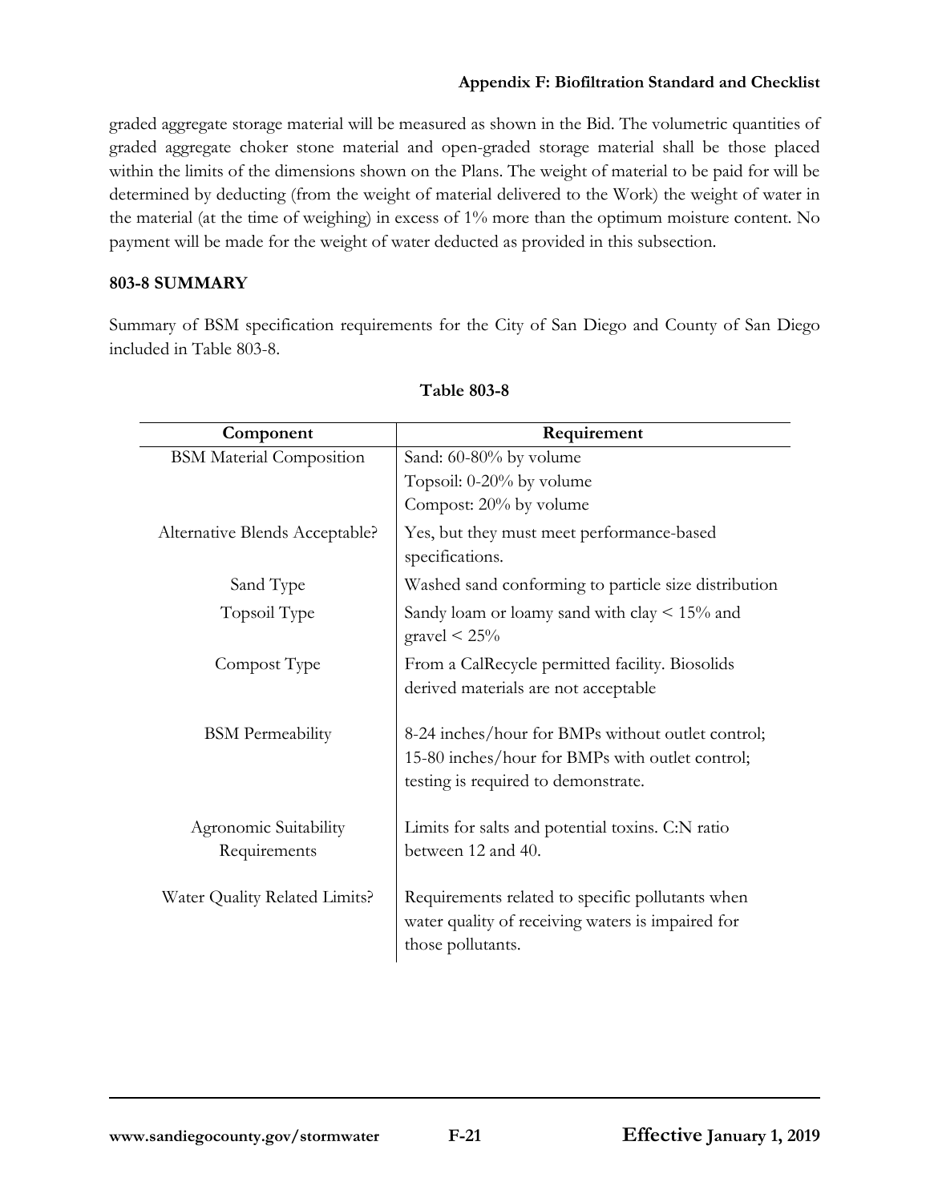graded aggregate storage material will be measured as shown in the Bid. The volumetric quantities of graded aggregate choker stone material and open-graded storage material shall be those placed within the limits of the dimensions shown on the Plans. The weight of material to be paid for will be determined by deducting (from the weight of material delivered to the Work) the weight of water in the material (at the time of weighing) in excess of 1% more than the optimum moisture content. No payment will be made for the weight of water deducted as provided in this subsection.

**803-8 SUMMARY**

Summary of BSM specification requirements for the City of San Diego and County of San Diego included in Table 803-8.

**Table 803-8**

| Component | Requirement |
|---|---|
| BSM Material Composition | Sand: 60-80% by volume<br>Topsoil: 0-20% by volume<br>Compost: 20% by volume |
| Alternative Blends Acceptable? | Yes, but they must meet performance-based specifications. |
| Sand Type | Washed sand conforming to particle size distribution |
| Topsoil Type | Sandy loam or loamy sand with clay < 15% and gravel < 25% |
| Compost Type | From a CalRecycle permitted facility. Biosolids derived materials are not acceptable |
| BSM Permeability | 8-24 inches/hour for BMPs without outlet control; 15-80 inches/hour for BMPs with outlet control; testing is required to demonstrate. |
| Agronomic Suitability Requirements | Limits for salts and potential toxins. C:N ratio between 12 and 40. |
| Water Quality Related Limits? | Requirements related to specific pollutants when water quality of receiving waters is impaired for those pollutants. |